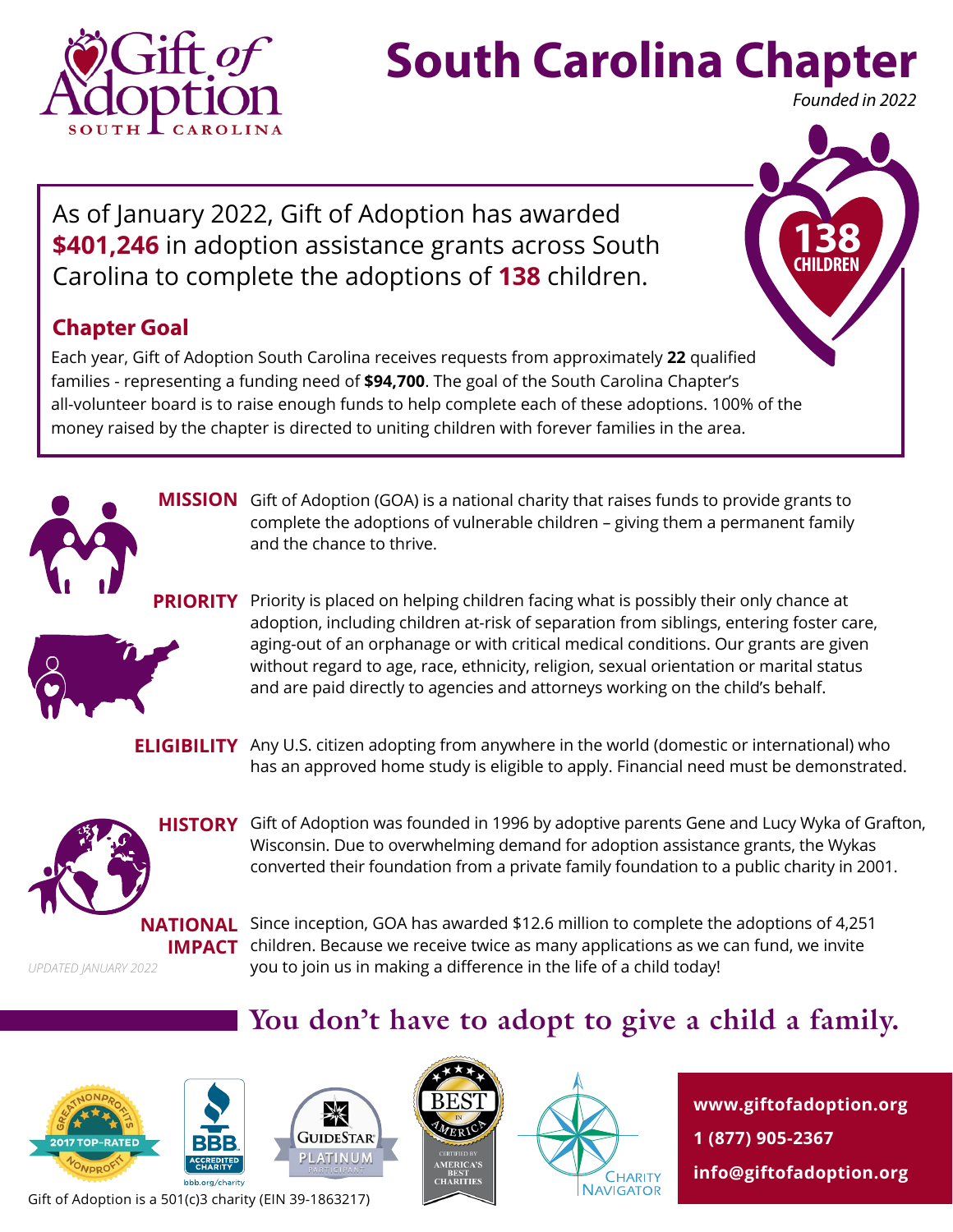# South Carolina Chapter

*Founded in 2022*

As of January 2022, Gift of Adoption has awarded **$401,246** in adoption assistance grants across South Carolina to complete the adoptions of **138** children.

**138 CHILDREN**

## Chapter Goal

Each year, Gift of Adoption South Carolina receives requests from approximately **22** qualified families - representing a funding need of **$94,700**. The goal of the South Carolina Chapter's all-volunteer board is to raise enough funds to help complete each of these adoptions. 100% of the money raised by the chapter is directed to uniting children with forever families in the area.

**MISSION** Gift of Adoption (GOA) is a national charity that raises funds to provide grants to complete the adoptions of vulnerable children – giving them a permanent family and the chance to thrive.

**PRIORITY** Priority is placed on helping children facing what is possibly their only chance at adoption, including children at-risk of separation from siblings, entering foster care, aging-out of an orphanage or with critical medical conditions. Our grants are given without regard to age, race, ethnicity, religion, sexual orientation or marital status and are paid directly to agencies and attorneys working on the child's behalf.

**ELIGIBILITY** Any U.S. citizen adopting from anywhere in the world (domestic or international) who has an approved home study is eligible to apply. Financial need must be demonstrated.

**HISTORY** Gift of Adoption was founded in 1996 by adoptive parents Gene and Lucy Wyka of Grafton, Wisconsin. Due to overwhelming demand for adoption assistance grants, the Wykas converted their foundation from a private family foundation to a public charity in 2001.

**NATIONAL IMPACT** Since inception, GOA has awarded $12.6 million to complete the adoptions of 4,251 children. Because we receive twice as many applications as we can fund, we invite you to join us in making a difference in the life of a child today!

*UPDATED JANUARY 2022*

## You don't have to adopt to give a child a family.

**www.giftofadoption.org**

**1 (877) 905-2367**

**info@giftofadoption.org**

Gift of Adoption is a 501(c)3 charity (EIN 39-1863217)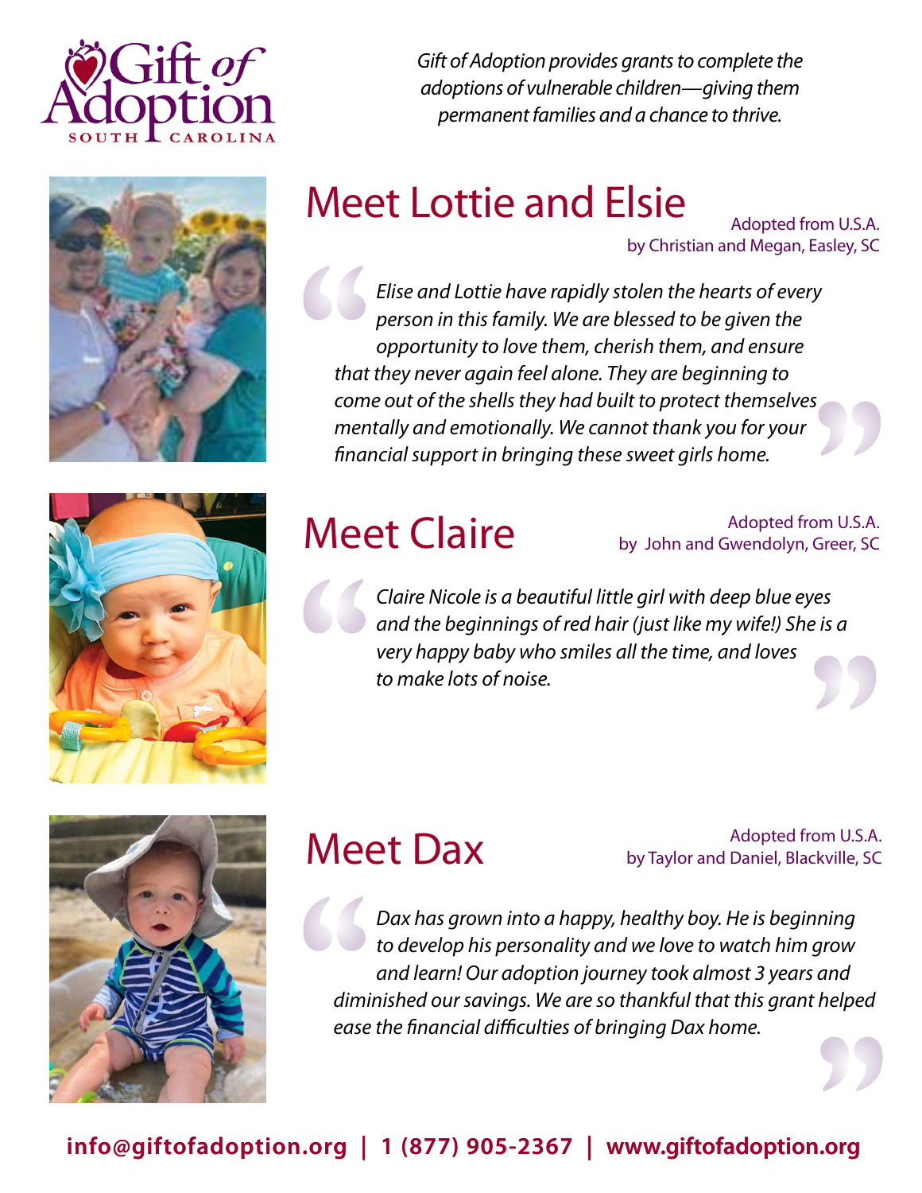*Gift of Adoption provides grants to complete the adoptions of vulnerable children—giving them permanent families and a chance to thrive.*

## Meet Lottie and Elsie

Adopted from U.S.A.
by Christian and Megan, Easley, SC

*Elise and Lottie have rapidly stolen the hearts of every person in this family. We are blessed to be given the opportunity to love them, cherish them, and ensure that they never again feel alone. They are beginning to come out of the shells they had built to protect themselves mentally and emotionally. We cannot thank you for your financial support in bringing these sweet girls home.*

## Meet Claire

Adopted from U.S.A.
by John and Gwendolyn, Greer, SC

*Claire Nicole is a beautiful little girl with deep blue eyes and the beginnings of red hair (just like my wife!) She is a very happy baby who smiles all the time, and loves to make lots of noise.*

## Meet Dax

Adopted from U.S.A.
by Taylor and Daniel, Blackville, SC

*Dax has grown into a happy, healthy boy. He is beginning to develop his personality and we love to watch him grow and learn! Our adoption journey took almost 3 years and diminished our savings. We are so thankful that this grant helped ease the financial difficulties of bringing Dax home.*

**info@giftofadoption.org | 1 (877) 905-2367 | www.giftofadoption.org**